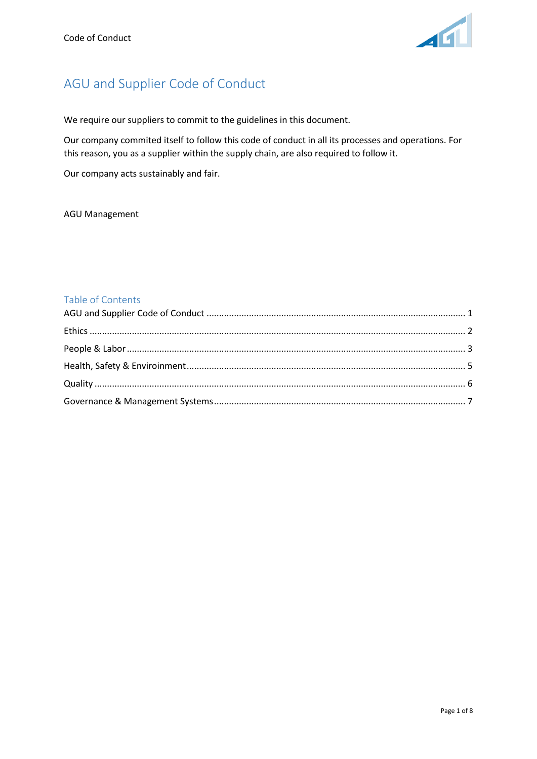# AGU and Supplier Code of Conduct

We require our suppliers to commit to the guidelines in this document.

Our company commited itself to follow this code of conduct in all its processes and operations. For this reason, you as a supplier within the supply chain, are also required to follow it.

Our company acts sustainably and fair.

AGU Management

## Table of Contents

AGU and Supplier Code of Conduct ........ 1

Ethics ........ 2

People & Labor ........ 3

Health, Safety & Environment ........ 5

Quality ........ 6

Governance & Management Systems ........ 7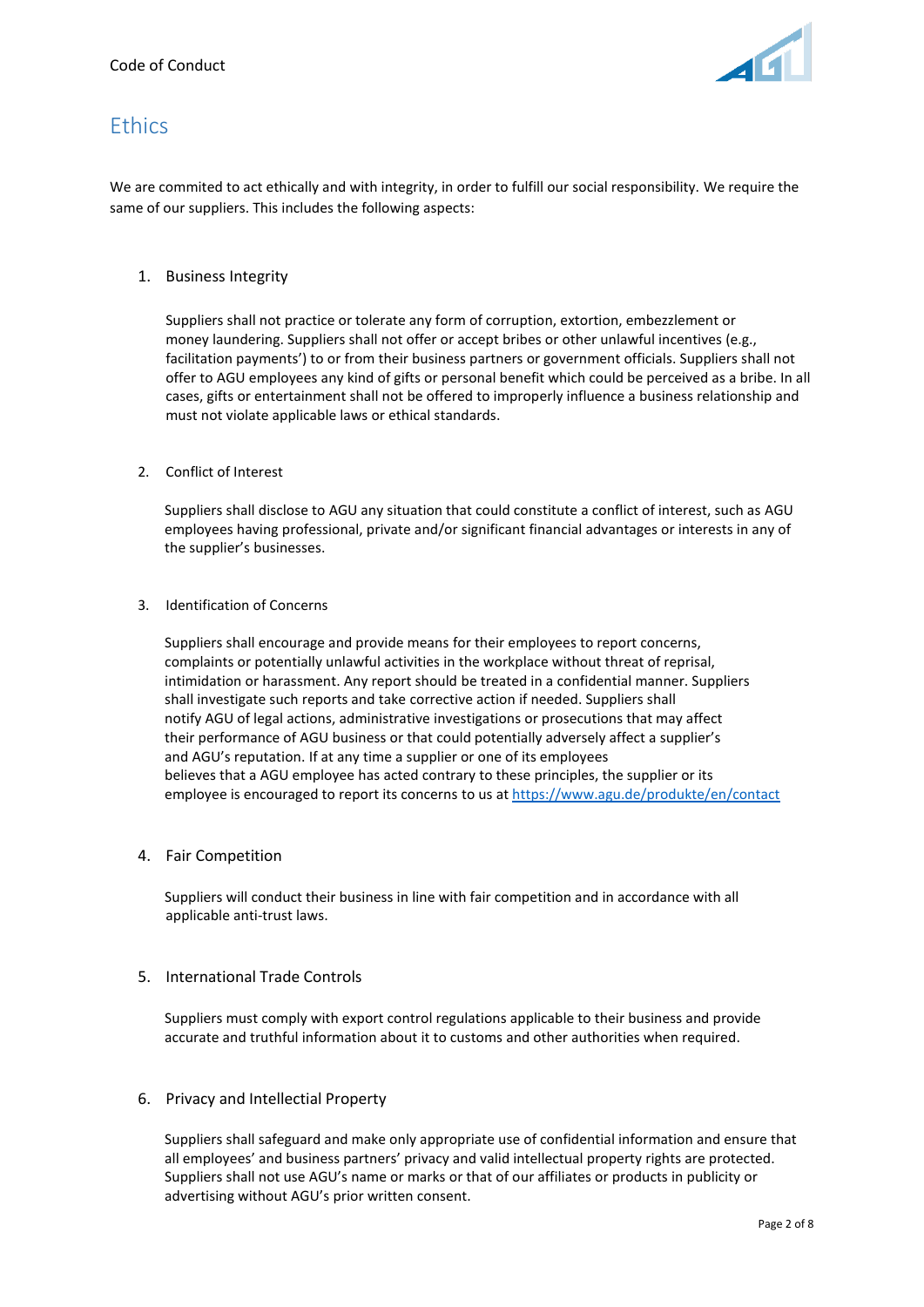# Ethics

We are commited to act ethically and with integrity, in order to fulfill our social responsibility. We require the same of our suppliers. This includes the following aspects:

1. Business Integrity

   Suppliers shall not practice or tolerate any form of corruption, extortion, embezzlement or money laundering. Suppliers shall not offer or accept bribes or other unlawful incentives (e.g., facilitation payments') to or from their business partners or government officials. Suppliers shall not offer to AGU employees any kind of gifts or personal benefit which could be perceived as a bribe. In all cases, gifts or entertainment shall not be offered to improperly influence a business relationship and must not violate applicable laws or ethical standards.

2. Conflict of Interest

   Suppliers shall disclose to AGU any situation that could constitute a conflict of interest, such as AGU employees having professional, private and/or significant financial advantages or interests in any of the supplier's businesses.

3. Identification of Concerns

   Suppliers shall encourage and provide means for their employees to report concerns, complaints or potentially unlawful activities in the workplace without threat of reprisal, intimidation or harassment. Any report should be treated in a confidential manner. Suppliers shall investigate such reports and take corrective action if needed. Suppliers shall notify AGU of legal actions, administrative investigations or prosecutions that may affect their performance of AGU business or that could potentially adversely affect a supplier's and AGU's reputation. If at any time a supplier or one of its employees believes that a AGU employee has acted contrary to these principles, the supplier or its employee is encouraged to report its concerns to us at [https://www.agu.de/produkte/en/contact](https://www.agu.de/produkte/en/contact)

4. Fair Competition

   Suppliers will conduct their business in line with fair competition and in accordance with all applicable anti-trust laws.

5. International Trade Controls

   Suppliers must comply with export control regulations applicable to their business and provide accurate and truthful information about it to customs and other authorities when required.

6. Privacy and Intellectial Property

   Suppliers shall safeguard and make only appropriate use of confidential information and ensure that all employees' and business partners' privacy and valid intellectual property rights are protected. Suppliers shall not use AGU's name or marks or that of our affiliates or products in publicity or advertising without AGU's prior written consent.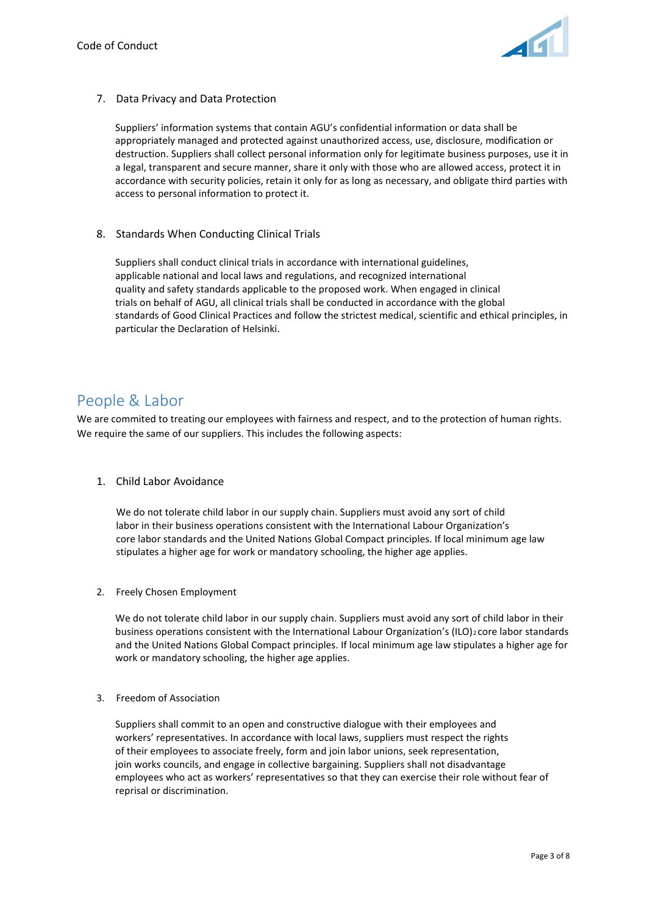7. Data Privacy and Data Protection

   Suppliers' information systems that contain AGU's confidential information or data shall be appropriately managed and protected against unauthorized access, use, disclosure, modification or destruction. Suppliers shall collect personal information only for legitimate business purposes, use it in a legal, transparent and secure manner, share it only with those who are allowed access, protect it in accordance with security policies, retain it only for as long as necessary, and obligate third parties with access to personal information to protect it.

8. Standards When Conducting Clinical Trials

   Suppliers shall conduct clinical trials in accordance with international guidelines, applicable national and local laws and regulations, and recognized international quality and safety standards applicable to the proposed work. When engaged in clinical trials on behalf of AGU, all clinical trials shall be conducted in accordance with the global standards of Good Clinical Practices and follow the strictest medical, scientific and ethical principles, in particular the Declaration of Helsinki.

## People & Labor

We are commited to treating our employees with fairness and respect, and to the protection of human rights. We require the same of our suppliers. This includes the following aspects:

1. Child Labor Avoidance

   We do not tolerate child labor in our supply chain. Suppliers must avoid any sort of child labor in their business operations consistent with the International Labour Organization's core labor standards and the United Nations Global Compact principles. If local minimum age law stipulates a higher age for work or mandatory schooling, the higher age applies.

2. Freely Chosen Employment

   We do not tolerate child labor in our supply chain. Suppliers must avoid any sort of child labor in their business operations consistent with the International Labour Organization's (ILO)[2] core labor standards and the United Nations Global Compact principles. If local minimum age law stipulates a higher age for work or mandatory schooling, the higher age applies.

3. Freedom of Association

   Suppliers shall commit to an open and constructive dialogue with their employees and workers' representatives. In accordance with local laws, suppliers must respect the rights of their employees to associate freely, form and join labor unions, seek representation, join works councils, and engage in collective bargaining. Suppliers shall not disadvantage employees who act as workers' representatives so that they can exercise their role without fear of reprisal or discrimination.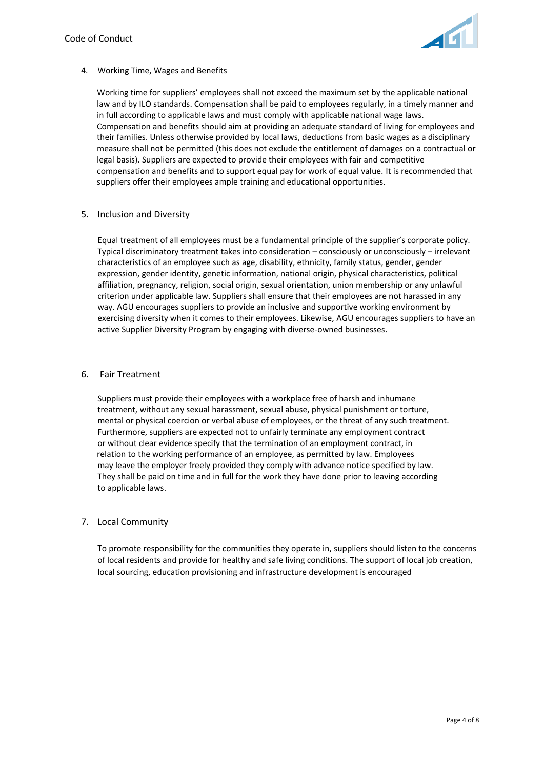## 4. Working Time, Wages and Benefits

Working time for suppliers' employees shall not exceed the maximum set by the applicable national law and by ILO standards. Compensation shall be paid to employees regularly, in a timely manner and in full according to applicable laws and must comply with applicable national wage laws. Compensation and benefits should aim at providing an adequate standard of living for employees and their families. Unless otherwise provided by local laws, deductions from basic wages as a disciplinary measure shall not be permitted (this does not exclude the entitlement of damages on a contractual or legal basis). Suppliers are expected to provide their employees with fair and competitive compensation and benefits and to support equal pay for work of equal value. It is recommended that suppliers offer their employees ample training and educational opportunities.

## 5. Inclusion and Diversity

Equal treatment of all employees must be a fundamental principle of the supplier's corporate policy. Typical discriminatory treatment takes into consideration – consciously or unconsciously – irrelevant characteristics of an employee such as age, disability, ethnicity, family status, gender, gender expression, gender identity, genetic information, national origin, physical characteristics, political affiliation, pregnancy, religion, social origin, sexual orientation, union membership or any unlawful criterion under applicable law. Suppliers shall ensure that their employees are not harassed in any way. AGU encourages suppliers to provide an inclusive and supportive working environment by exercising diversity when it comes to their employees. Likewise, AGU encourages suppliers to have an active Supplier Diversity Program by engaging with diverse-owned businesses.

## 6. Fair Treatment

Suppliers must provide their employees with a workplace free of harsh and inhumane treatment, without any sexual harassment, sexual abuse, physical punishment or torture, mental or physical coercion or verbal abuse of employees, or the threat of any such treatment. Furthermore, suppliers are expected not to unfairly terminate any employment contract or without clear evidence specify that the termination of an employment contract, in relation to the working performance of an employee, as permitted by law. Employees may leave the employer freely provided they comply with advance notice specified by law. They shall be paid on time and in full for the work they have done prior to leaving according to applicable laws.

## 7. Local Community

To promote responsibility for the communities they operate in, suppliers should listen to the concerns of local residents and provide for healthy and safe living conditions. The support of local job creation, local sourcing, education provisioning and infrastructure development is encouraged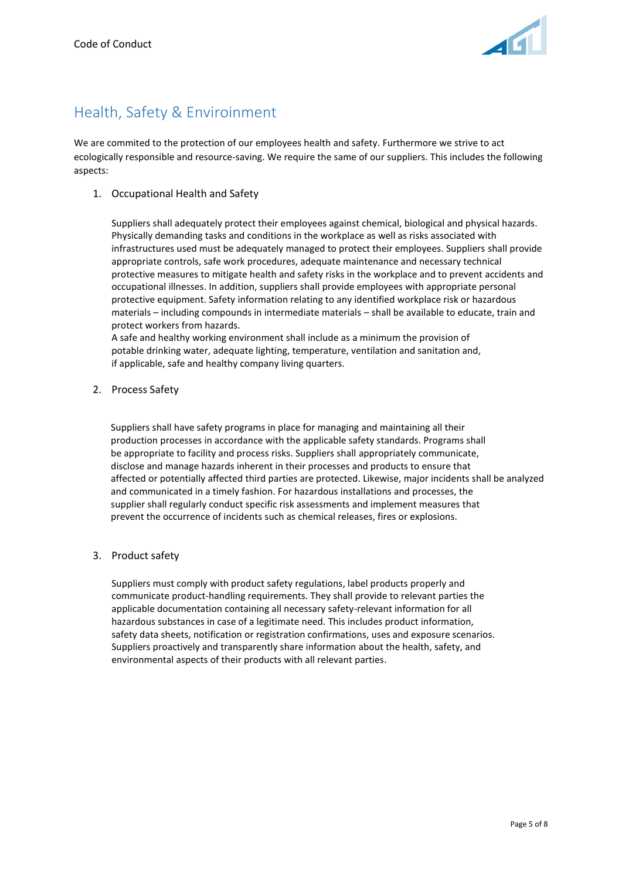## Health, Safety & Environment

We are commited to the protection of our employees health and safety. Furthermore we strive to act ecologically responsible and resource-saving. We require the same of our suppliers. This includes the following aspects:

1. Occupational Health and Safety

   Suppliers shall adequately protect their employees against chemical, biological and physical hazards. Physically demanding tasks and conditions in the workplace as well as risks associated with infrastructures used must be adequately managed to protect their employees. Suppliers shall provide appropriate controls, safe work procedures, adequate maintenance and necessary technical protective measures to mitigate health and safety risks in the workplace and to prevent accidents and occupational illnesses. In addition, suppliers shall provide employees with appropriate personal protective equipment. Safety information relating to any identified workplace risk or hazardous materials – including compounds in intermediate materials – shall be available to educate, train and protect workers from hazards.
   A safe and healthy working environment shall include as a minimum the provision of potable drinking water, adequate lighting, temperature, ventilation and sanitation and, if applicable, safe and healthy company living quarters.

2. Process Safety

   Suppliers shall have safety programs in place for managing and maintaining all their production processes in accordance with the applicable safety standards. Programs shall be appropriate to facility and process risks. Suppliers shall appropriately communicate, disclose and manage hazards inherent in their processes and products to ensure that affected or potentially affected third parties are protected. Likewise, major incidents shall be analyzed and communicated in a timely fashion. For hazardous installations and processes, the supplier shall regularly conduct specific risk assessments and implement measures that prevent the occurrence of incidents such as chemical releases, fires or explosions.

3. Product safety

   Suppliers must comply with product safety regulations, label products properly and communicate product-handling requirements. They shall provide to relevant parties the applicable documentation containing all necessary safety-relevant information for all hazardous substances in case of a legitimate need. This includes product information, safety data sheets, notification or registration confirmations, uses and exposure scenarios. Suppliers proactively and transparently share information about the health, safety, and environmental aspects of their products with all relevant parties.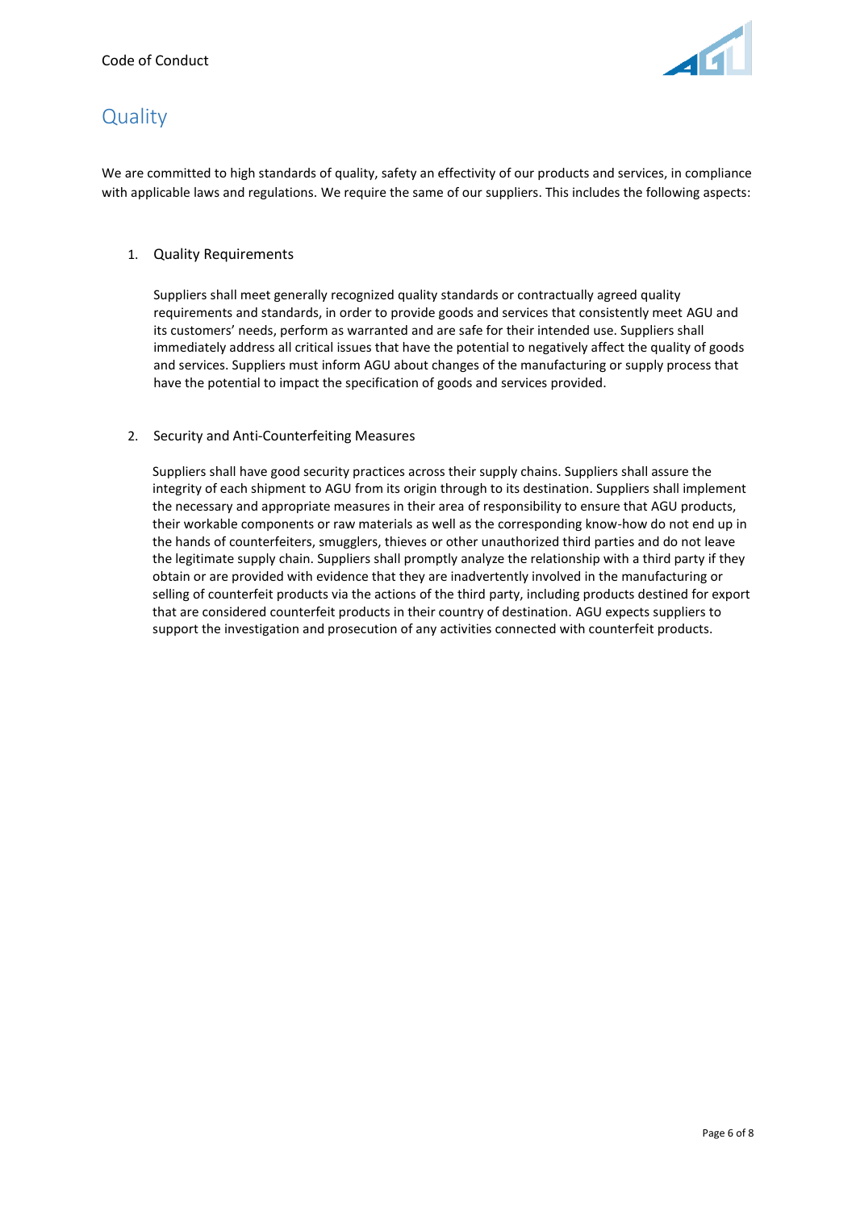# Quality

We are committed to high standards of quality, safety an effectivity of our products and services, in compliance with applicable laws and regulations. We require the same of our suppliers. This includes the following aspects:

1. Quality Requirements

   Suppliers shall meet generally recognized quality standards or contractually agreed quality requirements and standards, in order to provide goods and services that consistently meet AGU and its customers' needs, perform as warranted and are safe for their intended use. Suppliers shall immediately address all critical issues that have the potential to negatively affect the quality of goods and services. Suppliers must inform AGU about changes of the manufacturing or supply process that have the potential to impact the specification of goods and services provided.

2. Security and Anti-Counterfeiting Measures

   Suppliers shall have good security practices across their supply chains. Suppliers shall assure the integrity of each shipment to AGU from its origin through to its destination. Suppliers shall implement the necessary and appropriate measures in their area of responsibility to ensure that AGU products, their workable components or raw materials as well as the corresponding know-how do not end up in the hands of counterfeiters, smugglers, thieves or other unauthorized third parties and do not leave the legitimate supply chain. Suppliers shall promptly analyze the relationship with a third party if they obtain or are provided with evidence that they are inadvertently involved in the manufacturing or selling of counterfeit products via the actions of the third party, including products destined for export that are considered counterfeit products in their country of destination. AGU expects suppliers to support the investigation and prosecution of any activities connected with counterfeit products.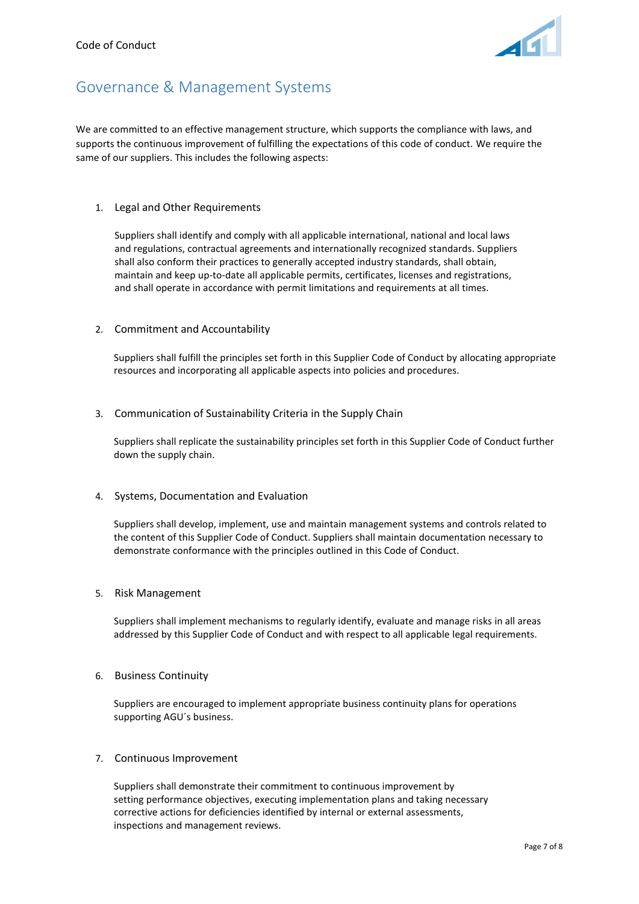## Governance & Management Systems

We are committed to an effective management structure, which supports the compliance with laws, and supports the continuous improvement of fulfilling the expectations of this code of conduct. We require the same of our suppliers. This includes the following aspects:

### 1. Legal and Other Requirements

Suppliers shall identify and comply with all applicable international, national and local laws and regulations, contractual agreements and internationally recognized standards. Suppliers shall also conform their practices to generally accepted industry standards, shall obtain, maintain and keep up-to-date all applicable permits, certificates, licenses and registrations, and shall operate in accordance with permit limitations and requirements at all times.

### 2. Commitment and Accountability

Suppliers shall fulfill the principles set forth in this Supplier Code of Conduct by allocating appropriate resources and incorporating all applicable aspects into policies and procedures.

### 3. Communication of Sustainability Criteria in the Supply Chain

Suppliers shall replicate the sustainability principles set forth in this Supplier Code of Conduct further down the supply chain.

### 4. Systems, Documentation and Evaluation

Suppliers shall develop, implement, use and maintain management systems and controls related to the content of this Supplier Code of Conduct. Suppliers shall maintain documentation necessary to demonstrate conformance with the principles outlined in this Code of Conduct.

### 5. Risk Management

Suppliers shall implement mechanisms to regularly identify, evaluate and manage risks in all areas addressed by this Supplier Code of Conduct and with respect to all applicable legal requirements.

### 6. Business Continuity

Suppliers are encouraged to implement appropriate business continuity plans for operations supporting AGU´s business.

### 7. Continuous Improvement

Suppliers shall demonstrate their commitment to continuous improvement by setting performance objectives, executing implementation plans and taking necessary corrective actions for deficiencies identified by internal or external assessments, inspections and management reviews.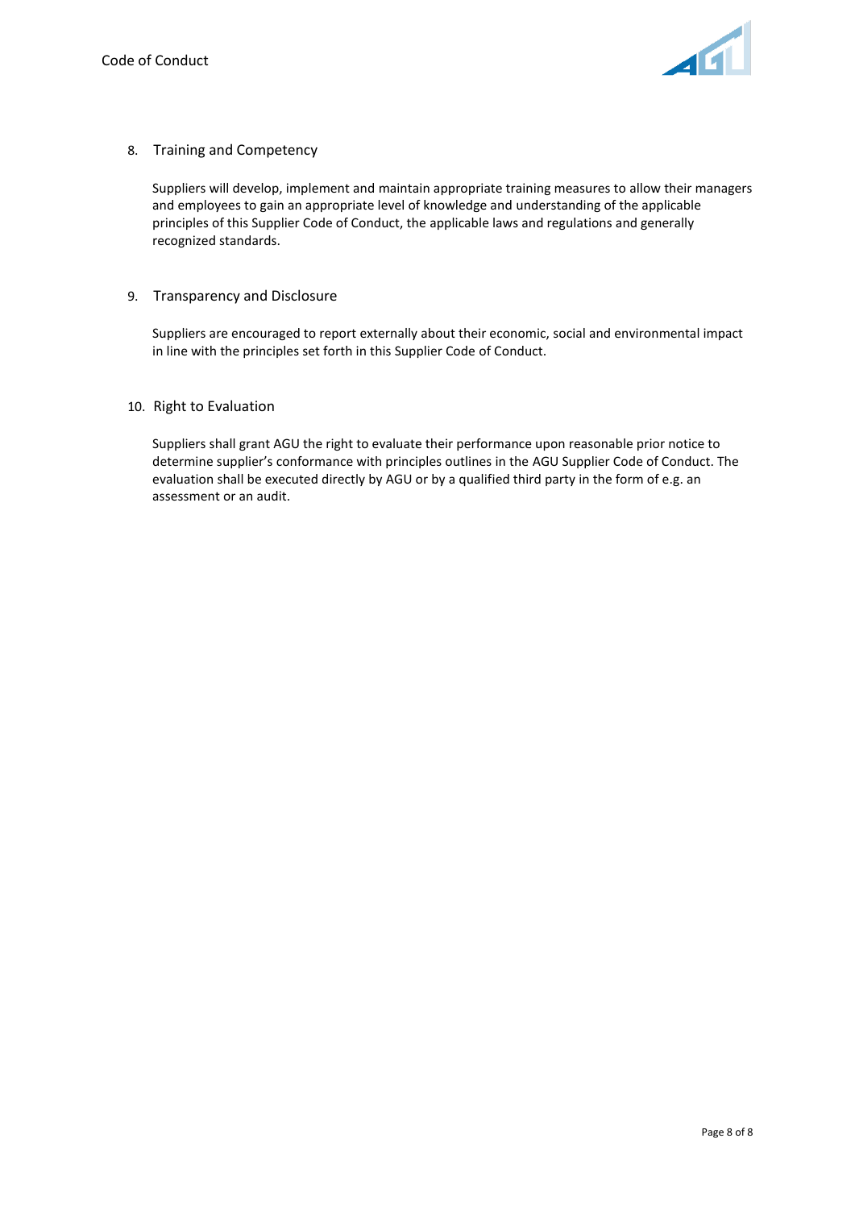## 8. Training and Competency

Suppliers will develop, implement and maintain appropriate training measures to allow their managers and employees to gain an appropriate level of knowledge and understanding of the applicable principles of this Supplier Code of Conduct, the applicable laws and regulations and generally recognized standards.

## 9. Transparency and Disclosure

Suppliers are encouraged to report externally about their economic, social and environmental impact in line with the principles set forth in this Supplier Code of Conduct.

## 10. Right to Evaluation

Suppliers shall grant AGU the right to evaluate their performance upon reasonable prior notice to determine supplier's conformance with principles outlines in the AGU Supplier Code of Conduct. The evaluation shall be executed directly by AGU or by a qualified third party in the form of e.g. an assessment or an audit.